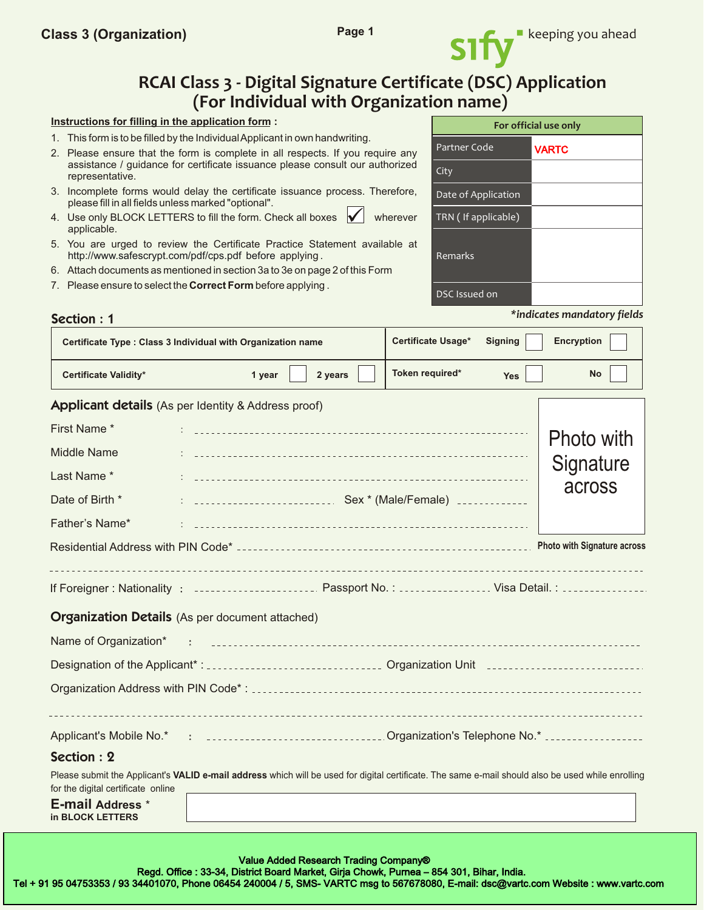Class 3 (Organization)

sify keeping you ahead

# RCAI Class 3 - Digital Signature Certificate (DSC) Application (For Individual with Organization name)

**Instructions for filling in the application form :**

1. This form is to be filled by the Individual Applicant in own handwriting.
2. Please ensure that the form is complete in all respects. If you require any assistance / guidance for certificate issuance please consult our authorized representative.
3. Incomplete forms would delay the certificate issuance process. Therefore, please fill in all fields unless marked "optional".
4. Use only BLOCK LETTERS to fill the form. Check all boxes ☑ wherever applicable.
5. You are urged to review the Certificate Practice Statement available at http://www.safescrypt.com/pdf/cps.pdf before applying .
6. Attach documents as mentioned in section 3a to 3e on page 2 of this Form
7. Please ensure to select the **Correct Form** before applying .

| For official use only | |
|---|---|
| Partner Code | VARTC |
| City | |
| Date of Application | |
| TRN ( If applicable) | |
| Remarks | |
| DSC Issued on | |

## Section : 1

*\*indicates mandatory fields*

| Certificate Type : Class 3 Individual with Organization name | Certificate Usage* Signing ☐ Encryption ☐ |
|---|---|
| Certificate Validity* 1 year ☐ 2 years ☐ | Token required* Yes ☐ No ☐ |

### Applicant details (As per Identity & Address proof)

First Name * : ____________________

Middle Name : ____________________

Last Name * : ____________________

Date of Birth * : ____________ Sex * (Male/Female) ________

Father's Name* : ____________________

Photo with Signature across

Residential Address with PIN Code* ____________________

____________________

If Foreigner : Nationality : ____________ Passport No. : ____________ Visa Detail. : ____________

### Organization Details (As per document attached)

Name of Organization* : ____________________

Designation of the Applicant* : ____________ Organization Unit ____________

Organization Address with PIN Code* : ____________________

____________________

Applicant's Mobile No.* : ____________ Organization's Telephone No.* ____________

## Section : 2

Please submit the Applicant's **VALID e-mail address** which will be used for digital certificate. The same e-mail should also be used while enrolling for the digital certificate online

**E-mail Address** *
**in BLOCK LETTERS**

Value Added Research Trading Company®
Regd. Office : 33-34, District Board Market, Girja Chowk, Purnea – 854 301, Bihar, India.
Tel + 91 95 04753353 / 93 34401070, Phone 06454 240004 / 5, SMS- VARTC msg to 567678080, E-mail: dsc@vartc.com Website : www.vartc.com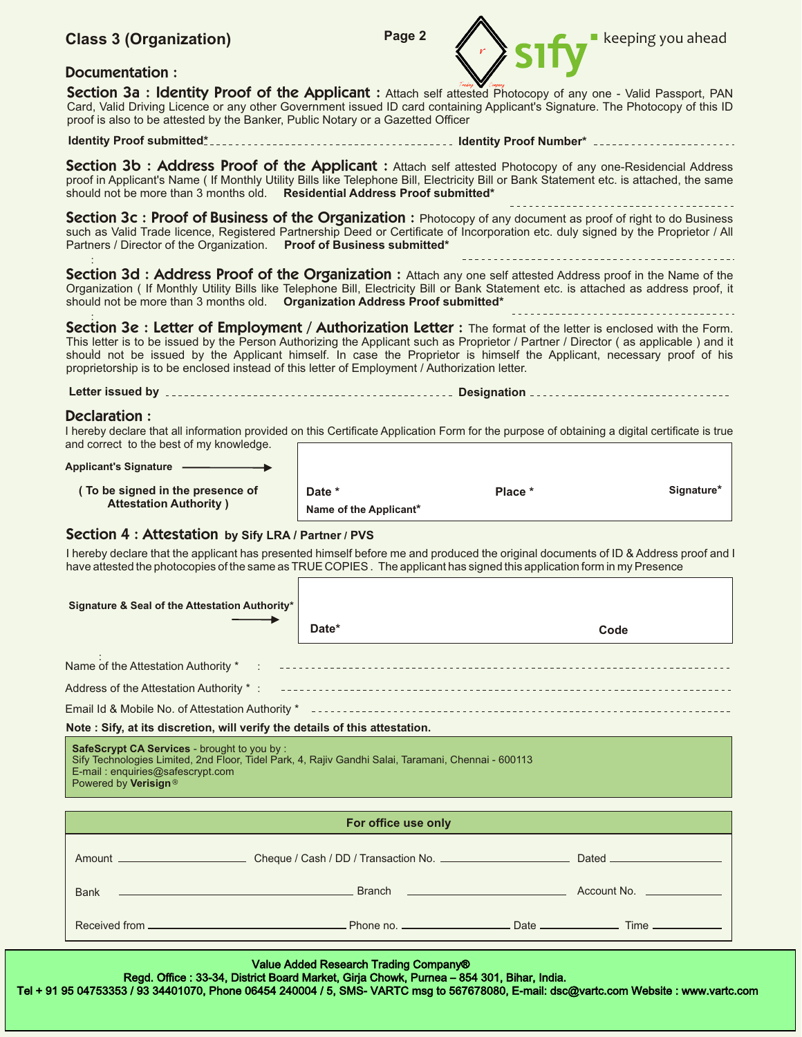Class 3 (Organization)

sify keeping you ahead

## Documentation :

**Section 3a : Identity Proof of the Applicant :** Attach self attested Photocopy of any one - Valid Passport, PAN Card, Valid Driving Licence or any other Government issued ID card containing Applicant's Signature. The Photocopy of this ID proof is also to be attested by the Banker, Public Notary or a Gazetted Officer

**Identity Proof submitted***________________________________ **Identity Proof Number*** ____________________

**Section 3b : Address Proof of the Applicant :** Attach self attested Photocopy of any one-Residencial Address proof in Applicant's Name ( If Monthly Utility Bills like Telephone Bill, Electricity Bill or Bank Statement etc. is attached, the same should not be more than 3 months old. **Residential Address Proof submitted*** ____________________

**Section 3c : Proof of Business of the Organization :** Photocopy of any document as proof of right to do Business such as Valid Trade licence, Registered Partnership Deed or Certificate of Incorporation etc. duly signed by the Proprietor / All Partners / Director of the Organization. **Proof of Business submitted*** ____________________

**Section 3d : Address Proof of the Organization :** Attach any one self attested Address proof in the Name of the Organization ( If Monthly Utility Bills like Telephone Bill, Electricity Bill or Bank Statement etc. is attached as address proof, it should not be more than 3 months old. **Organization Address Proof submitted*** ____________________

**Section 3e : Letter of Employment / Authorization Letter :** The format of the letter is enclosed with the Form. This letter is to be issued by the Person Authorizing the Applicant such as Proprietor / Partner / Director ( as applicable ) and it should not be issued by the Applicant himself. In case the Proprietor is himself the Applicant, necessary proof of his proprietorship is to be enclosed instead of this letter of Employment / Authorization letter.

**Letter issued by** ________________________________ **Designation** ____________________

## Declaration :

I hereby declare that all information provided on this Certificate Application Form for the purpose of obtaining a digital certificate is true and correct to the best of my knowledge.

**Applicant's Signature** →

**( To be signed in the presence of Attestation Authority )**

**Date *** **Place *** **Signature***

**Name of the Applicant***

## Section 4 : Attestation by Sify LRA / Partner / PVS

I hereby declare that the applicant has presented himself before me and produced the original documents of ID & Address proof and I have attested the photocopies of the same as TRUE COPIES . The applicant has signed this application form in my Presence

**Signature & Seal of the Attestation Authority*** →

**Date*** **Code**

Name of the Attestation Authority * : ____________________

Address of the Attestation Authority * : ____________________

Email Id & Mobile No. of Attestation Authority * ____________________

**Note : Sify, at its discretion, will verify the details of this attestation.**

**SafeScrypt CA Services** - brought to you by :
Sify Technologies Limited, 2nd Floor, Tidel Park, 4, Rajiv Gandhi Salai, Taramani, Chennai - 600113
E-mail : enquiries@safescrypt.com
Powered by **Verisign**®

**For office use only**

Amount ____________ Cheque / Cash / DD / Transaction No. ____________ Dated ____________

Bank ____________ Branch ____________ Account No. ____________

Received from ____________ Phone no. ____________ Date ____________ Time ____________

**Value Added Research Trading Company®**
**Regd. Office : 33-34, District Board Market, Girja Chowk, Purnea – 854 301, Bihar, India.**
**Tel + 91 95 04753353 / 93 34401070, Phone 06454 240004 / 5, SMS- VARTC msg to 567678080, E-mail: dsc@vartc.com Website : www.vartc.com**